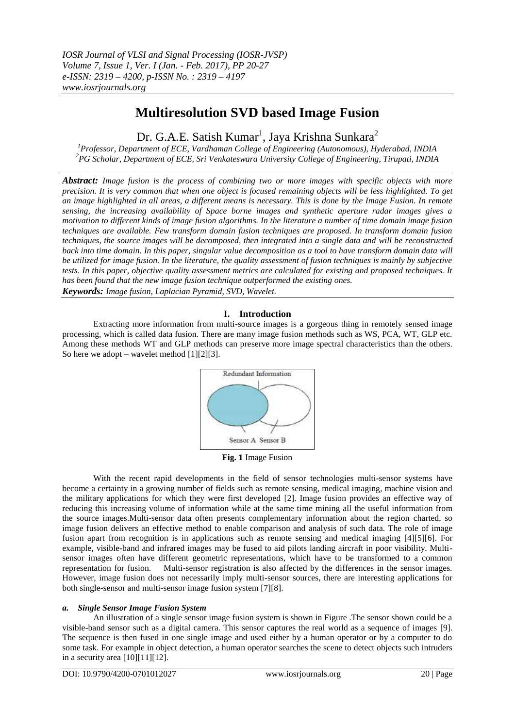# Multiresolution SVD based Image Fusion

Dr. G.A.E. Satish Kumar[1], Jaya Krishna Sunkara[2]

[1]Professor, Department of ECE, Vardhaman College of Engineering (Autonomous), Hyderabad, INDIA
[2]PG Scholar, Department of ECE, Sri Venkateswara University College of Engineering, Tirupati, INDIA

***Abstract:*** *Image fusion is the process of combining two or more images with specific objects with more precision. It is very common that when one object is focused remaining objects will be less highlighted. To get an image highlighted in all areas, a different means is necessary. This is done by the Image Fusion. In remote sensing, the increasing availability of Space borne images and synthetic aperture radar images gives a motivation to different kinds of image fusion algorithms. In the literature a number of time domain image fusion techniques are available. Few transform domain fusion techniques are proposed. In transform domain fusion techniques, the source images will be decomposed, then integrated into a single data and will be reconstructed back into time domain. In this paper, singular value decomposition as a tool to have transform domain data will be utilized for image fusion. In the literature, the quality assessment of fusion techniques is mainly by subjective tests. In this paper, objective quality assessment metrics are calculated for existing and proposed techniques. It has been found that the new image fusion technique outperformed the existing ones.*

***Keywords:*** *Image fusion, Laplacian Pyramid, SVD, Wavelet.*

## I. Introduction

Extracting more information from multi-source images is a gorgeous thing in remotely sensed image processing, which is called data fusion. There are many image fusion methods such as WS, PCA, WT, GLP etc. Among these methods WT and GLP methods can preserve more image spectral characteristics than the others. So here we adopt – wavelet method [1][2][3].

Redundant Information

Sensor A Sensor B

**Fig. 1** Image Fusion

With the recent rapid developments in the field of sensor technologies multi-sensor systems have become a certainty in a growing number of fields such as remote sensing, medical imaging, machine vision and the military applications for which they were first developed [2]. Image fusion provides an effective way of reducing this increasing volume of information while at the same time mining all the useful information from the source images.Multi-sensor data often presents complementary information about the region charted, so image fusion delivers an effective method to enable comparison and analysis of such data. The role of image fusion apart from recognition is in applications such as remote sensing and medical imaging [4][5][6]. For example, visible-band and infrared images may be fused to aid pilots landing aircraft in poor visibility. Multi-sensor images often have different geometric representations, which have to be transformed to a common representation for fusion. Multi-sensor registration is also affected by the differences in the sensor images. However, image fusion does not necessarily imply multi-sensor sources, there are interesting applications for both single-sensor and multi-sensor image fusion system [7][8].

### *a. Single Sensor Image Fusion System*

An illustration of a single sensor image fusion system is shown in Figure .The sensor shown could be a visible-band sensor such as a digital camera. This sensor captures the real world as a sequence of images [9]. The sequence is then fused in one single image and used either by a human operator or by a computer to do some task. For example in object detection, a human operator searches the scene to detect objects such intruders in a security area [10][11][12].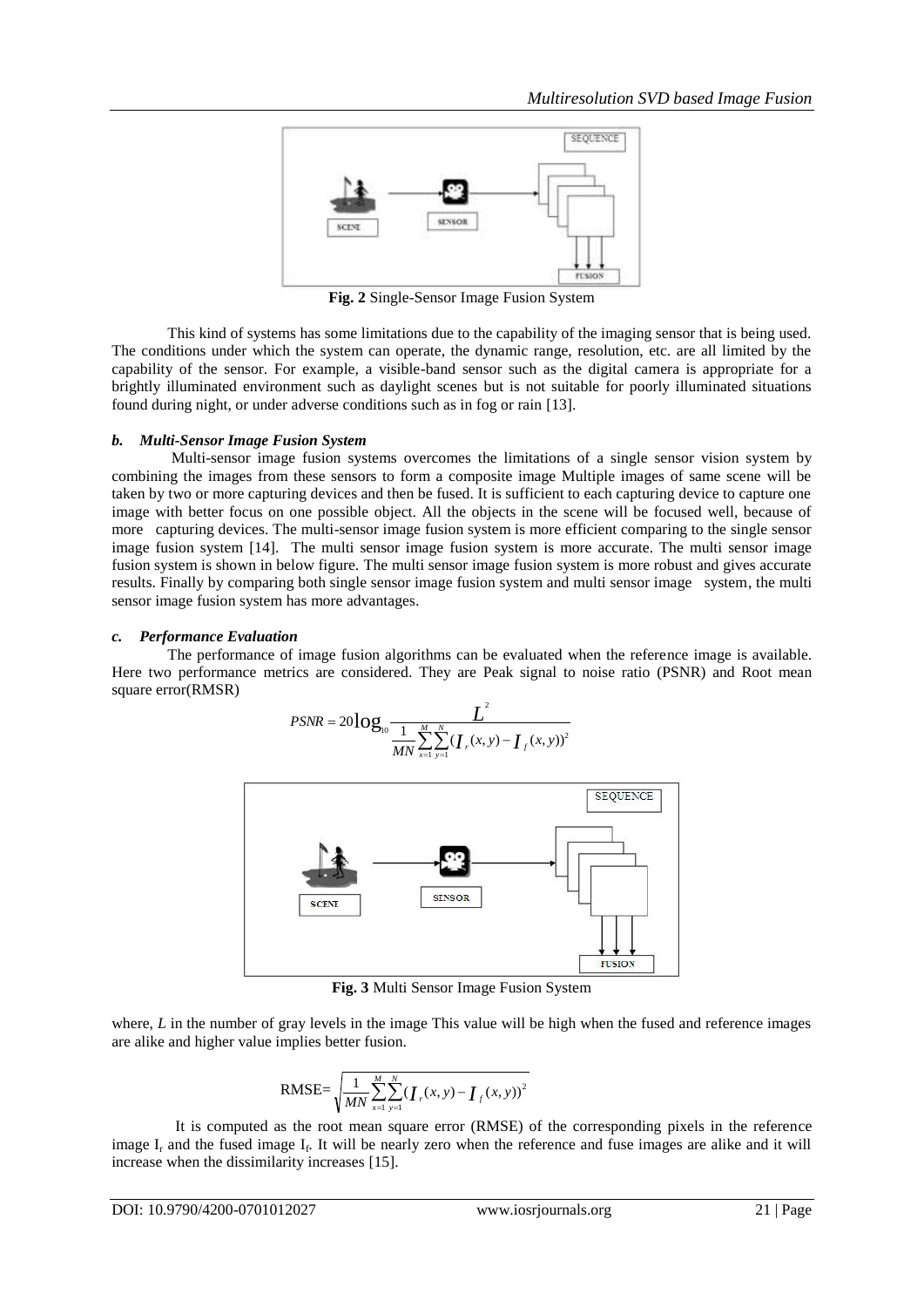**Fig. 2** Single-Sensor Image Fusion System

This kind of systems has some limitations due to the capability of the imaging sensor that is being used. The conditions under which the system can operate, the dynamic range, resolution, etc. are all limited by the capability of the sensor. For example, a visible-band sensor such as the digital camera is appropriate for a brightly illuminated environment such as daylight scenes but is not suitable for poorly illuminated situations found during night, or under adverse conditions such as in fog or rain [13].

### *b. Multi-Sensor Image Fusion System*

Multi-sensor image fusion systems overcomes the limitations of a single sensor vision system by combining the images from these sensors to form a composite image Multiple images of same scene will be taken by two or more capturing devices and then be fused. It is sufficient to each capturing device to capture one image with better focus on one possible object. All the objects in the scene will be focused well, because of more capturing devices. The multi-sensor image fusion system is more efficient comparing to the single sensor image fusion system [14]. The multi sensor image fusion system is more accurate. The multi sensor image fusion system is shown in below figure. The multi sensor image fusion system is more robust and gives accurate results. Finally by comparing both single sensor image fusion system and multi sensor image system, the multi sensor image fusion system has more advantages.

### *c. Performance Evaluation*

The performance of image fusion algorithms can be evaluated when the reference image is available. Here two performance metrics are considered. They are Peak signal to noise ratio (PSNR) and Root mean square error(RMSR)

$$PSNR = 20\log_{10} \frac{L^2}{\frac{1}{MN}\sum_{x=1}^{M}\sum_{y=1}^{N}(I_r(x,y) - I_f(x,y))^2}$$

**Fig. 3** Multi Sensor Image Fusion System

where, $L$ in the number of gray levels in the image This value will be high when the fused and reference images are alike and higher value implies better fusion.

$$\text{RMSE}= \sqrt{\frac{1}{MN}\sum_{x=1}^{M}\sum_{y=1}^{N}(I_r(x,y) - I_f(x,y))^2}$$

It is computed as the root mean square error (RMSE) of the corresponding pixels in the reference image $I_r$ and the fused image $I_f$. It will be nearly zero when the reference and fuse images are alike and it will increase when the dissimilarity increases [15].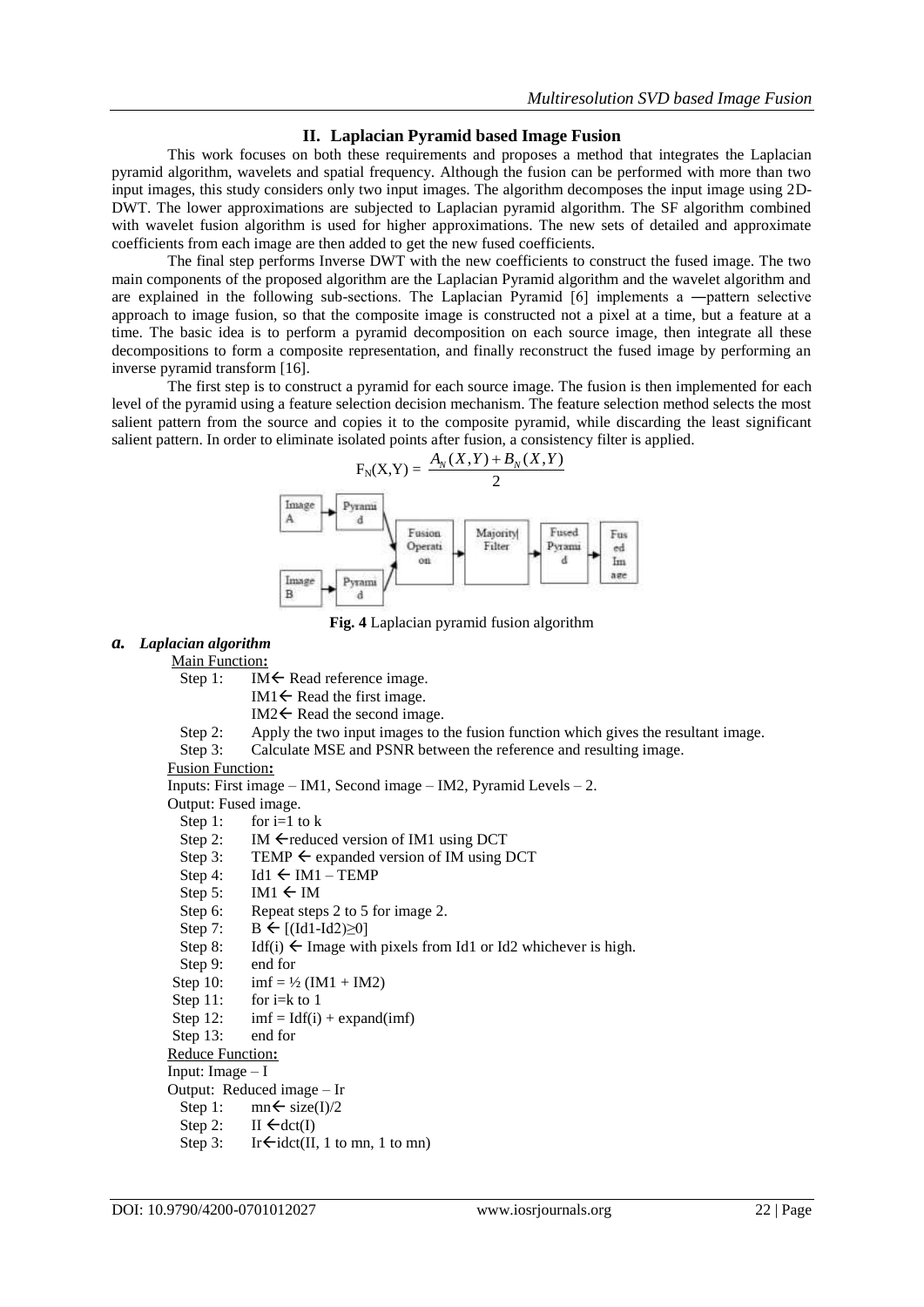## II. Laplacian Pyramid based Image Fusion

This work focuses on both these requirements and proposes a method that integrates the Laplacian pyramid algorithm, wavelets and spatial frequency. Although the fusion can be performed with more than two input images, this study considers only two input images. The algorithm decomposes the input image using 2D-DWT. The lower approximations are subjected to Laplacian pyramid algorithm. The SF algorithm combined with wavelet fusion algorithm is used for higher approximations. The new sets of detailed and approximate coefficients from each image are then added to get the new fused coefficients.

The final step performs Inverse DWT with the new coefficients to construct the fused image. The two main components of the proposed algorithm are the Laplacian Pyramid algorithm and the wavelet algorithm and are explained in the following sub-sections. The Laplacian Pyramid [6] implements a ―pattern selective approach to image fusion, so that the composite image is constructed not a pixel at a time, but a feature at a time. The basic idea is to perform a pyramid decomposition on each source image, then integrate all these decompositions to form a composite representation, and finally reconstruct the fused image by performing an inverse pyramid transform [16].

The first step is to construct a pyramid for each source image. The fusion is then implemented for each level of the pyramid using a feature selection decision mechanism. The feature selection method selects the most salient pattern from the source and copies it to the composite pyramid, while discarding the least significant salient pattern. In order to eliminate isolated points after fusion, a consistency filter is applied.

$$F_N(X,Y) = \frac{A_N(X,Y) + B_N(X,Y)}{2}$$

Image A
Pyramid
Image B
Pyramid
Fusion Operation
Majority Filter
Fused Pyramid
Fused Image

**Fig. 4** Laplacian pyramid fusion algorithm

### a. *Laplacian algorithm*

Main Function**:**

Step 1: IM← Read reference image.
IM1← Read the first image.
IM2← Read the second image.

Step 2: Apply the two input images to the fusion function which gives the resultant image.

Step 3: Calculate MSE and PSNR between the reference and resulting image.

Fusion Function**:**

Inputs: First image – IM1, Second image – IM2, Pyramid Levels – 2.

Output: Fused image.

Step 1: for i=1 to k

Step 2: IM ←reduced version of IM1 using DCT

Step 3: TEMP ← expanded version of IM using DCT

Step 4: Id1 ← IM1 – TEMP

Step 5: IM1 ← IM

Step 6: Repeat steps 2 to 5 for image 2.

Step 7: B ← [(Id1-Id2)≥0]

Step 8: Idf(i) ← Image with pixels from Id1 or Id2 whichever is high.

Step 9: end for

Step 10: imf = ½ (IM1 + IM2)

Step 11: for i=k to 1

Step 12: imf = Idf(i) + expand(imf)

Step 13: end for

Reduce Function**:**

Input: Image – I

Output: Reduced image – Ir

Step 1: mn← size(I)/2

Step 2: II ←dct(I)

Step 3: Ir←idct(II, 1 to mn, 1 to mn)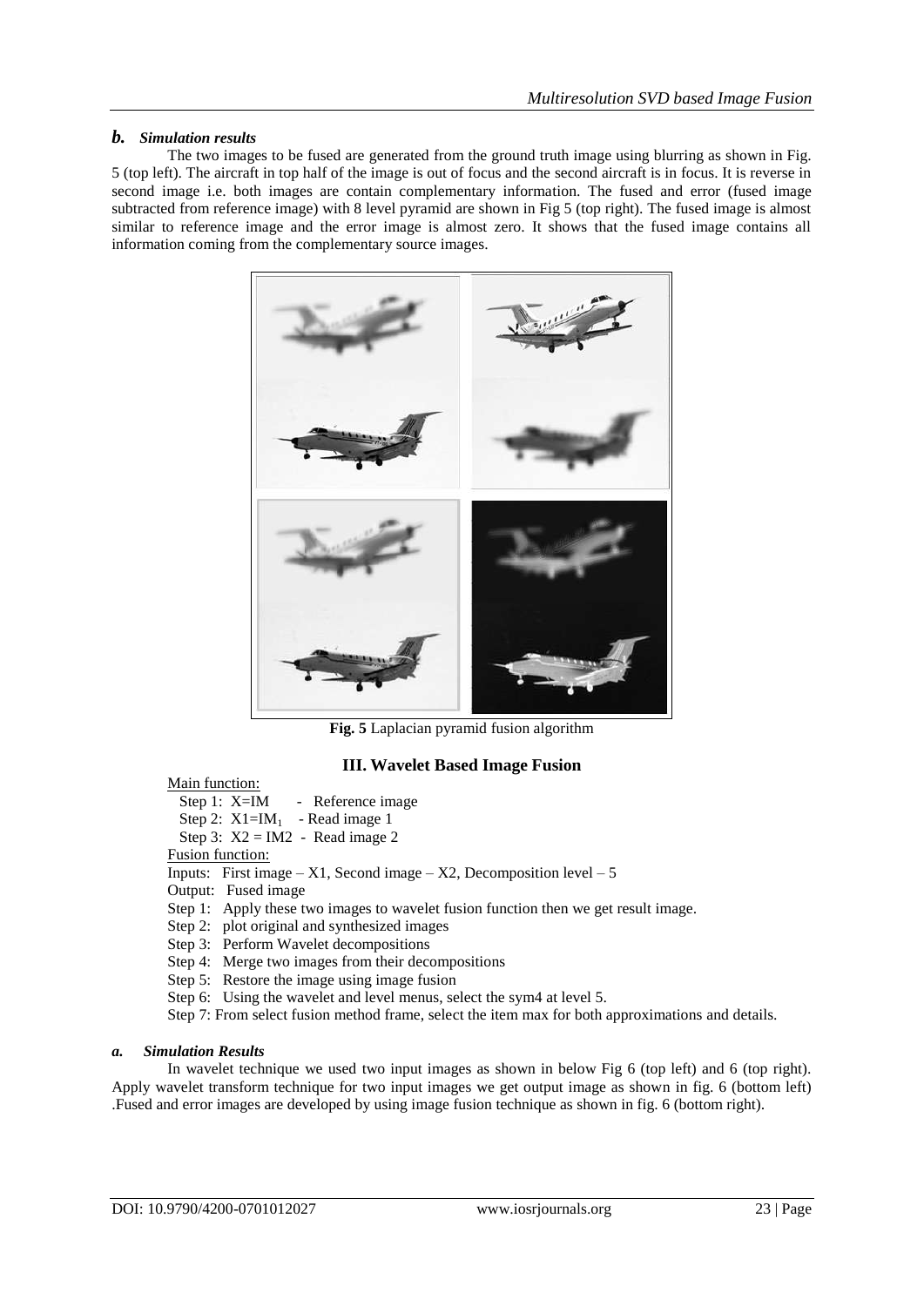### *b. Simulation results*

The two images to be fused are generated from the ground truth image using blurring as shown in Fig. 5 (top left). The aircraft in top half of the image is out of focus and the second aircraft is in focus. It is reverse in second image i.e. both images are contain complementary information. The fused and error (fused image subtracted from reference image) with 8 level pyramid are shown in Fig 5 (top right). The fused image is almost similar to reference image and the error image is almost zero. It shows that the fused image contains all information coming from the complementary source images.

**Fig. 5** Laplacian pyramid fusion algorithm

## III. Wavelet Based Image Fusion

Main function:

- Step 1: X=IM - Reference image
- Step 2: $X1=IM_1$ - Read image 1
- Step 3: X2 = IM2 - Read image 2

Fusion function:

Inputs: First image – X1, Second image – X2, Decomposition level – 5

Output: Fused image

- Step 1: Apply these two images to wavelet fusion function then we get result image.
- Step 2: plot original and synthesized images
- Step 3: Perform Wavelet decompositions
- Step 4: Merge two images from their decompositions
- Step 5: Restore the image using image fusion
- Step 6: Using the wavelet and level menus, select the sym4 at level 5.
- Step 7: From select fusion method frame, select the item max for both approximations and details.

### *a. Simulation Results*

In wavelet technique we used two input images as shown in below Fig 6 (top left) and 6 (top right). Apply wavelet transform technique for two input images we get output image as shown in fig. 6 (bottom left) .Fused and error images are developed by using image fusion technique as shown in fig. 6 (bottom right).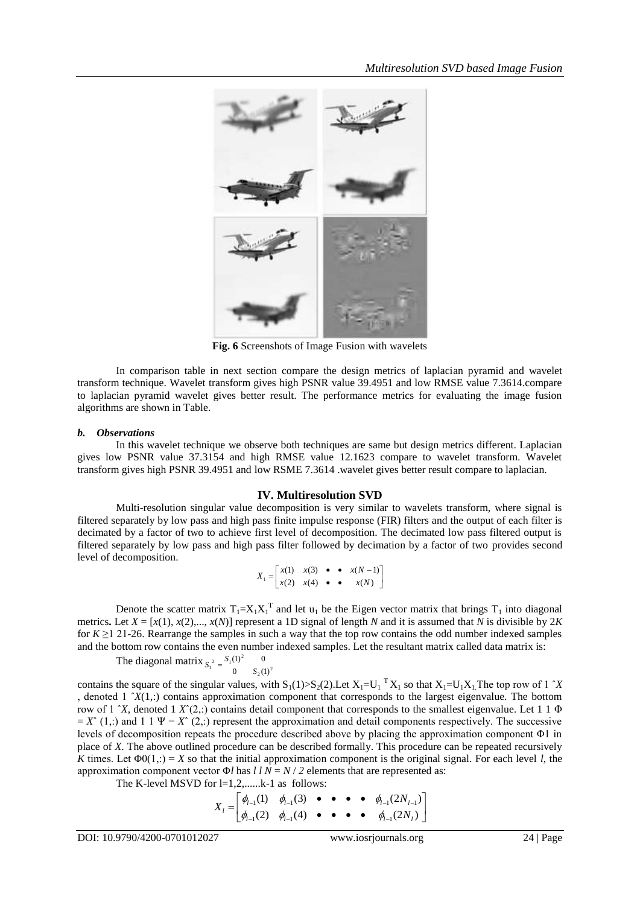**Fig. 6** Screenshots of Image Fusion with wavelets

In comparison table in next section compare the design metrics of laplacian pyramid and wavelet transform technique. Wavelet transform gives high PSNR value 39.4951 and low RMSE value 7.3614.compare to laplacian pyramid wavelet gives better result. The performance metrics for evaluating the image fusion algorithms are shown in Table.

### *b. Observations*

In this wavelet technique we observe both techniques are same but design metrics different. Laplacian gives low PSNR value 37.3154 and high RMSE value 12.1623 compare to wavelet transform. Wavelet transform gives high PSNR 39.4951 and low RSME 7.3614 .wavelet gives better result compare to laplacian.

## IV. Multiresolution SVD

Multi-resolution singular value decomposition is very similar to wavelets transform, where signal is filtered separately by low pass and high pass finite impulse response (FIR) filters and the output of each filter is decimated by a factor of two to achieve first level of decomposition. The decimated low pass filtered output is filtered separately by low pass and high pass filter followed by decimation by a factor of two provides second level of decomposition.

$$X_1 = \begin{bmatrix} x(1) & x(3) & \bullet & \bullet & x(N-1) \\ x(2) & x(4) & \bullet & \bullet & x(N) \end{bmatrix}$$

Denote the scatter matrix $T_1=X_1X_1^T$ and let $u_1$ be the Eigen vector matrix that brings $T_1$ into diagonal metrics**.** Let $X = [x(1), x(2),..., x(N)]$ represent a 1D signal of length $N$ and it is assumed that $N$ is divisible by $2K$ for $K \geq 1$ 21-26. Rearrange the samples in such a way that the top row contains the odd number indexed samples and the bottom row contains the even number indexed samples. Let the resultant matrix called data matrix is:

The diagonal matrix $S_1^2 = \begin{matrix} S_1(1)^2 & 0 \\ 0 & S_2(1)^2 \end{matrix}$

contains the square of the singular values, with $S_1(1)>S_2(2)$.Let $X_1=U_1{}^T X_1$ so that $X_1=U_1X_1$.The top row of 1 $\hat{X}$ , denoted 1 $\hat{X}(1,:)$ contains approximation component that corresponds to the largest eigenvalue. The bottom row of 1 $\hat{X}$, denoted 1 $X\hat{}(2,:)$ contains detail component that corresponds to the smallest eigenvalue. Let 1 1 $\Phi = X\hat{}\ (1,:)$ and 1 1 $\Psi = X\hat{}\ (2,:)$ represent the approximation and detail components respectively. The successive levels of decomposition repeats the procedure described above by placing the approximation component $\Phi 1$ in place of $X$. The above outlined procedure can be described formally. This procedure can be repeated recursively $K$ times. Let $\Phi 0(1,:) = X$ so that the initial approximation component is the original signal. For each level $l$, the approximation component vector $\Phi l$ has $l\ l\ N = N / 2$ elements that are represented as:

The K-level MSVD for l=1,2,......k-1 as follows:

$$X_l = \begin{bmatrix} \phi_{l-1}(1) & \phi_{l-1}(3) & \bullet & \bullet & \bullet & \bullet & \phi_{l-1}(2N_{l-1}) \\ \phi_{l-1}(2) & \phi_{l-1}(4) & \bullet & \bullet & \bullet & \bullet & \phi_{l-1}(2N_l) \end{bmatrix}$$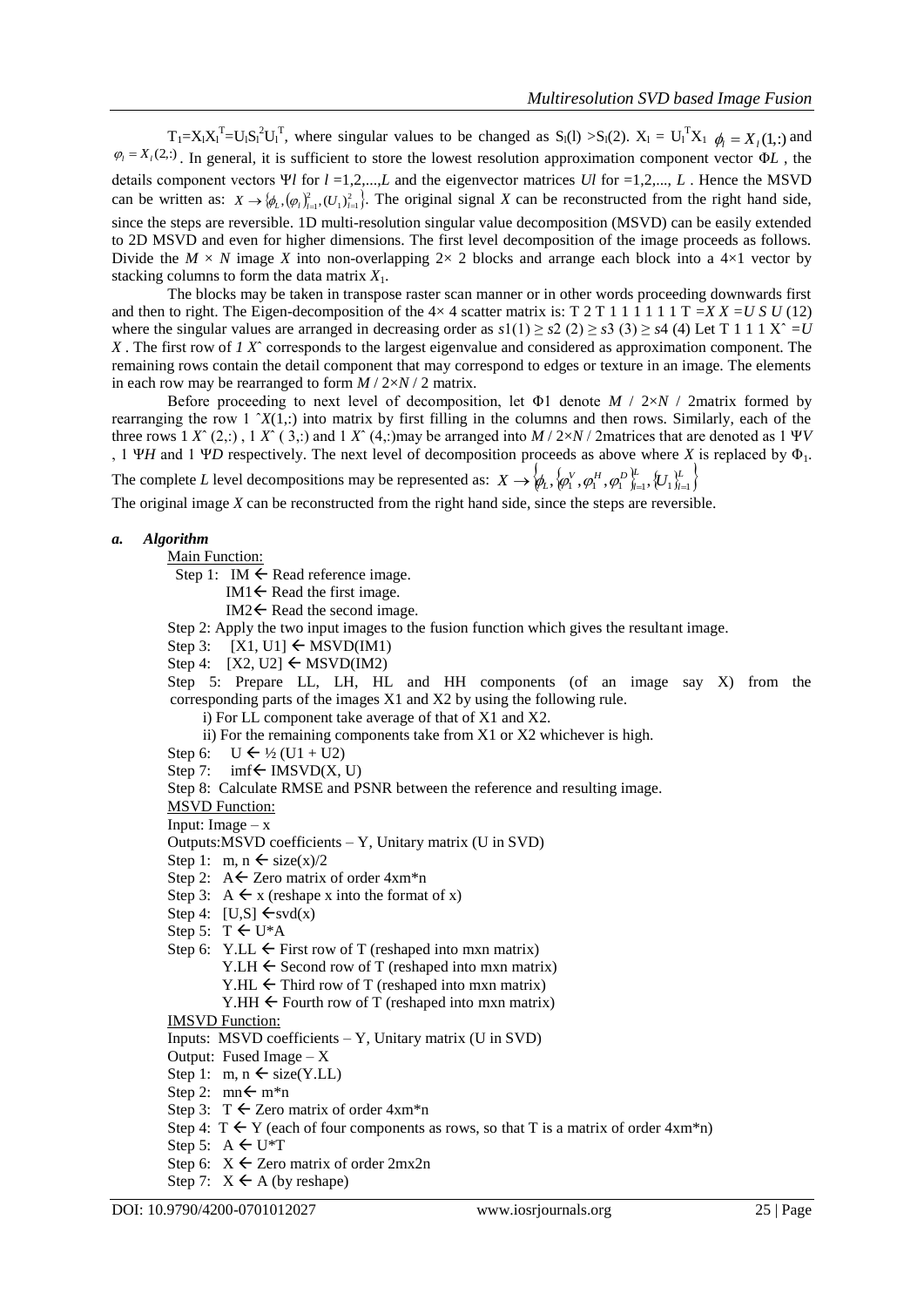$T_1=X_lX_l^T=U_lS_l^2U_l^T$, where singular values to be changed as $S_l(l) > S_l(2)$. $X_l = U_l^T X_1$ $\phi_l = X_l(1,:)$ and $\varphi_l = X_l(2,:)$. In general, it is sufficient to store the lowest resolution approximation component vector $\Phi L$ , the details component vectors $\Psi l$ for $l$ =1,2,...,$L$ and the eigenvector matrices $Ul$ for =1,2,..., $L$ . Hence the MSVD can be written as: $X \rightarrow \{\phi_L, (\varphi_l)_{l=1}^2, (U_1)_{l=1}^2\}$. The original signal $X$ can be reconstructed from the right hand side, since the steps are reversible. 1D multi-resolution singular value decomposition (MSVD) can be easily extended to 2D MSVD and even for higher dimensions. The first level decomposition of the image proceeds as follows. Divide the $M \times N$ image $X$ into non-overlapping 2× 2 blocks and arrange each block into a 4×1 vector by stacking columns to form the data matrix $X_1$.

The blocks may be taken in transpose raster scan manner or in other words proceeding downwards first and then to right. The Eigen-decomposition of the 4× 4 scatter matrix is: T 2 T 1 1 1 1 1 1 T *=X X =U S U* (12) where the singular values are arranged in decreasing order as $s1(1) \geq s2(2) \geq s3(3) \geq s4(4)$ Let T 1 1 1 Xˆ *=U X* . The first row of *1 X*ˆ corresponds to the largest eigenvalue and considered as approximation component. The remaining rows contain the detail component that may correspond to edges or texture in an image. The elements in each row may be rearranged to form *M* / 2×*N* / 2 matrix.

Before proceeding to next level of decomposition, let Φ1 denote *M* / 2×*N* / 2matrix formed by rearranging the row 1 ˆ*X*(1,:) into matrix by first filling in the columns and then rows. Similarly, each of the three rows 1 *X*ˆ (2,:) , 1 *X*ˆ ( 3,:) and 1 *X*ˆ (4,:)may be arranged into *M* / 2×*N* / 2matrices that are denoted as 1 Ψ*V* , 1 Ψ*H* and 1 Ψ*D* respectively. The next level of decomposition proceeds as above where *X* is replaced by $\Phi_1$.

The complete *L* level decompositions may be represented as: $X \rightarrow \{\phi_L, \{\varphi_1^V, \varphi_1^H, \varphi_1^D\}_{l=1}^L, \{U_1\}_{l=1}^L\}$

The original image *X* can be reconstructed from the right hand side, since the steps are reversible.

### *a. Algorithm*

Main Function:

Step 1: IM ← Read reference image.
IM1← Read the first image.
IM2← Read the second image.

Step 2: Apply the two input images to the fusion function which gives the resultant image.

Step 3: [X1, U1] ← MSVD(IM1)

Step 4: [X2, U2] ← MSVD(IM2)

Step 5: Prepare LL, LH, HL and HH components (of an image say X) from the corresponding parts of the images X1 and X2 by using the following rule.

i) For LL component take average of that of X1 and X2.

ii) For the remaining components take from X1 or X2 whichever is high.

Step 6: U ← ½ (U1 + U2)

Step 7: imf← IMSVD(X, U)

Step 8: Calculate RMSE and PSNR between the reference and resulting image.

MSVD Function:

Input: Image – x

Outputs:MSVD coefficients – Y, Unitary matrix (U in SVD)

Step 1: m, n ← size(x)/2

Step 2: A← Zero matrix of order 4xm*n

Step 3: A ← x (reshape x into the format of x)

Step 4: [U,S] ←svd(x)

Step 5: T ← U*A

Step 6: Y.LL ← First row of T (reshaped into mxn matrix)
Y.LH ← Second row of T (reshaped into mxn matrix)
Y.HL ← Third row of T (reshaped into mxn matrix)
Y.HH ← Fourth row of T (reshaped into mxn matrix)

IMSVD Function:

Inputs: MSVD coefficients – Y, Unitary matrix (U in SVD)

Output: Fused Image – X

Step 1: m, n ← size(Y.LL)

Step 2: mn← m*n

Step 3: T ← Zero matrix of order 4xm*n

Step 4: T ← Y (each of four components as rows, so that T is a matrix of order 4xm*n)

Step 5: A ← U*T

Step 6: X ← Zero matrix of order 2mx2n

Step 7: X ← A (by reshape)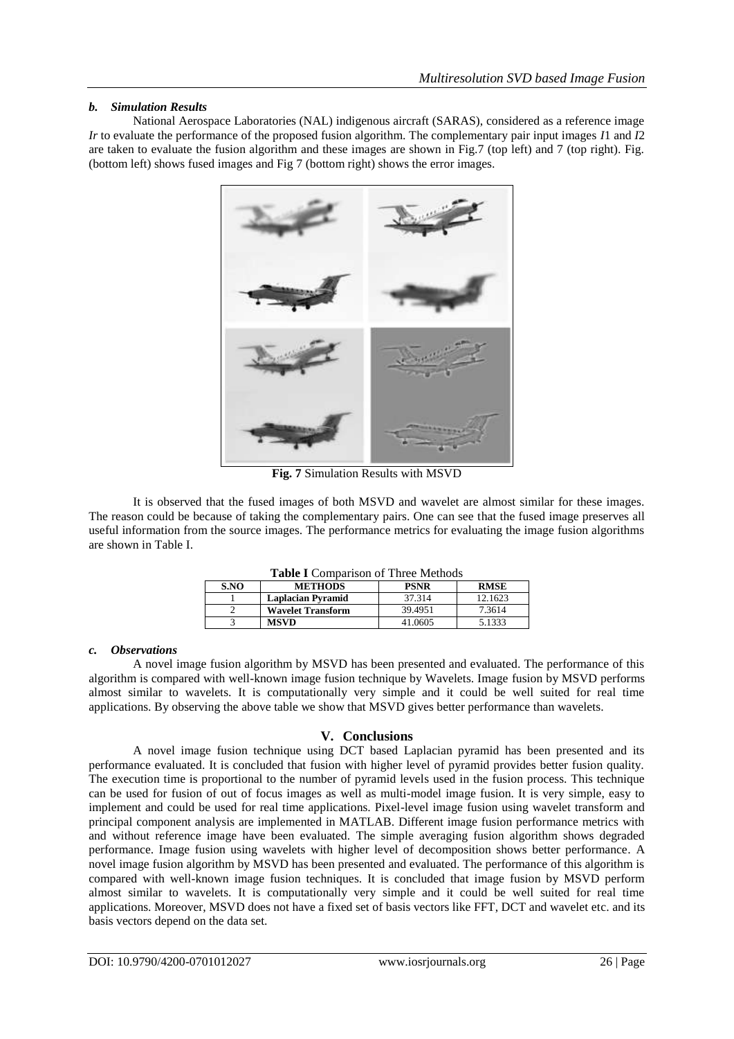### *b. Simulation Results*

National Aerospace Laboratories (NAL) indigenous aircraft (SARAS), considered as a reference image *Ir* to evaluate the performance of the proposed fusion algorithm. The complementary pair input images *I*1 and *I*2 are taken to evaluate the fusion algorithm and these images are shown in Fig.7 (top left) and 7 (top right). Fig. (bottom left) shows fused images and Fig 7 (bottom right) shows the error images.

**Fig. 7** Simulation Results with MSVD

It is observed that the fused images of both MSVD and wavelet are almost similar for these images. The reason could be because of taking the complementary pairs. One can see that the fused image preserves all useful information from the source images. The performance metrics for evaluating the image fusion algorithms are shown in Table I.

**Table I** Comparison of Three Methods

| S.NO | METHODS | PSNR | RMSE |
|---|---|---|---|
| 1 | **Laplacian Pyramid** | 37.314 | 12.1623 |
| 2 | **Wavelet Transform** | 39.4951 | 7.3614 |
| 3 | **MSVD** | 41.0605 | 5.1333 |

### *c. Observations*

A novel image fusion algorithm by MSVD has been presented and evaluated. The performance of this algorithm is compared with well-known image fusion technique by Wavelets. Image fusion by MSVD performs almost similar to wavelets. It is computationally very simple and it could be well suited for real time applications. By observing the above table we show that MSVD gives better performance than wavelets.

## V. Conclusions

A novel image fusion technique using DCT based Laplacian pyramid has been presented and its performance evaluated. It is concluded that fusion with higher level of pyramid provides better fusion quality. The execution time is proportional to the number of pyramid levels used in the fusion process. This technique can be used for fusion of out of focus images as well as multi-model image fusion. It is very simple, easy to implement and could be used for real time applications. Pixel-level image fusion using wavelet transform and principal component analysis are implemented in MATLAB. Different image fusion performance metrics with and without reference image have been evaluated. The simple averaging fusion algorithm shows degraded performance. Image fusion using wavelets with higher level of decomposition shows better performance. A novel image fusion algorithm by MSVD has been presented and evaluated. The performance of this algorithm is compared with well-known image fusion techniques. It is concluded that image fusion by MSVD perform almost similar to wavelets. It is computationally very simple and it could be well suited for real time applications. Moreover, MSVD does not have a fixed set of basis vectors like FFT, DCT and wavelet etc. and its basis vectors depend on the data set.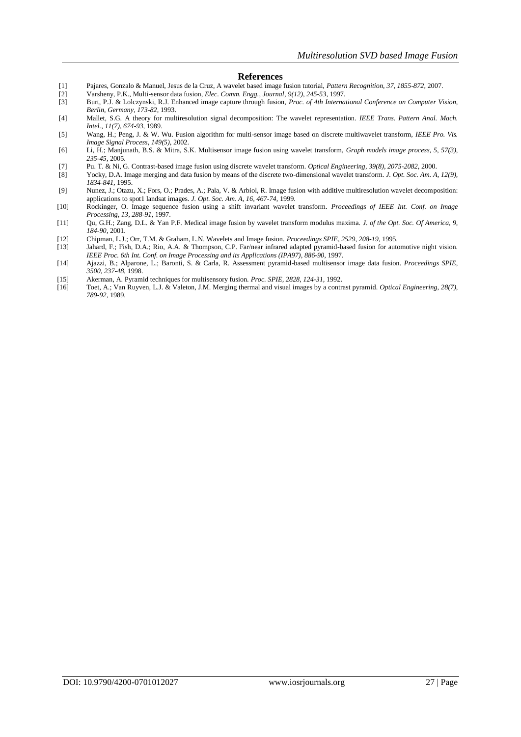## References

[1] Pajares, Gonzalo & Manuel, Jesus de la Cruz, A wavelet based image fusion tutorial, *Pattern Recognition, 37, 1855-872*, 2007.

[2] Varsheny, P.K., Multi-sensor data fusion, *Elec. Comm. Engg., Journal, 9(12), 245-53*, 1997.

[3] Burt, P.J. & Lolczynski, R.J. Enhanced image capture through fusion, *Proc. of 4th International Conference on Computer Vision, Berlin, Germany, 173-82*, 1993.

[4] Mallet, S.G. A theory for multiresolution signal decomposition: The wavelet representation. *IEEE Trans. Pattern Anal. Mach. Intel., 11(7), 674-93*, 1989.

[5] Wang, H.; Peng, J. & W. Wu. Fusion algorithm for multi-sensor image based on discrete multiwavelet transform, *IEEE Pro. Vis. Image Signal Process, 149(5)*, 2002.

[6] Li, H.; Manjunath, B.S. & Mitra, S.K. Multisensor image fusion using wavelet transform, *Graph models image process, 5, 57(3), 235-45*, 2005.

[7] Pu. T. & Ni, G. Contrast-based image fusion using discrete wavelet transform. *Optical Engineering, 39(8), 2075-2082*, 2000.

[8] Yocky, D.A. Image merging and data fusion by means of the discrete two-dimensional wavelet transform. *J. Opt. Soc. Am. A, 12(9), 1834-841*, 1995.

[9] Nunez, J.; Otazu, X.; Fors, O.; Prades, A.; Pala, V. & Arbiol, R. Image fusion with additive multiresolution wavelet decomposition: applications to spot1 landsat images. *J. Opt. Soc. Am. A, 16, 467-74*, 1999.

[10] Rockinger, O. Image sequence fusion using a shift invariant wavelet transform. *Proceedings of IEEE Int. Conf. on Image Processing, 13, 288-91*, 1997.

[11] Qu, G.H.; Zang, D.L. & Yan P.F. Medical image fusion by wavelet transform modulus maxima. *J. of the Opt. Soc. Of America, 9, 184-90*, 2001.

[12] Chipman, L.J.; Orr, T.M. & Graham, L.N. Wavelets and Image fusion. *Proceedings SPIE, 2529, 208-19*, 1995.

[13] Jahard, F.; Fish, D.A.; Rio, A.A. & Thompson, C.P. Far/near infrared adapted pyramid-based fusion for automotive night vision. *IEEE Proc. 6th Int. Conf. on Image Processing and its Applications (IPA97), 886-90*, 1997.

[14] Ajazzi, B.; Alparone, L.; Baronti, S. & Carla, R. Assessment pyramid-based multisensor image data fusion. *Proceedings SPIE, 3500, 237-48*, 1998.

[15] Akerman, A. Pyramid techniques for multisensory fusion. *Proc. SPIE, 2828, 124-31*, 1992.

[16] Toet, A.; Van Ruyven, L.J. & Valeton, J.M. Merging thermal and visual images by a contrast pyramid. *Optical Engineering, 28(7), 789-92*, 1989.